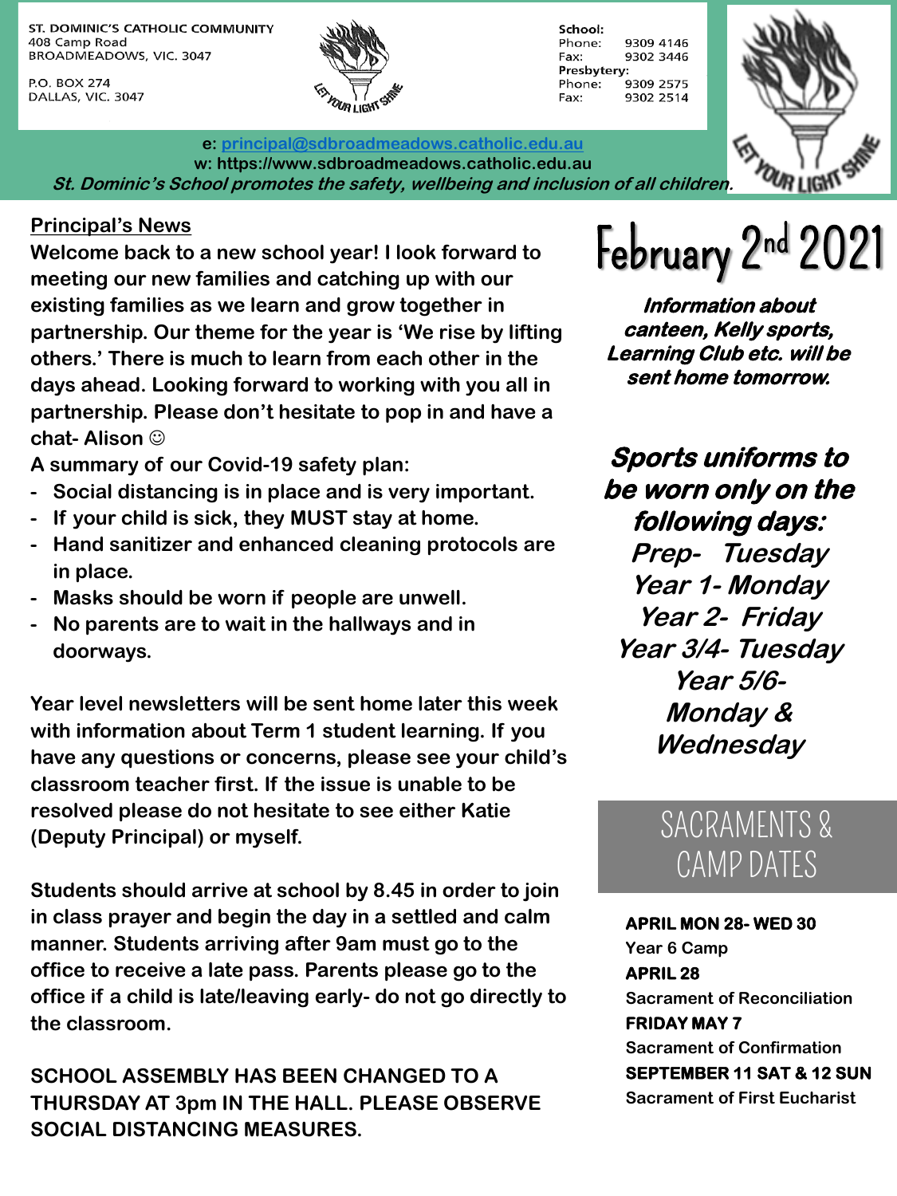ST. DOMINIC'S CATHOLIC COMMUNITY
408 Camp Road
BROADMEADOWS, VIC. 3047

P.O. BOX 274
DALLAS, VIC. 3047

**School:**
Phone: 9309 4146
Fax: 9302 3446
**Presbytery:**
Phone: 9309 2575
Fax: 9302 2514

LET YOUR LIGHT SHINE

**e: principal@sdbroadmeadows.catholic.edu.au**
**w: https://www.sdbroadmeadows.catholic.edu.au**

***St. Dominic's School promotes the safety, wellbeing and inclusion of all children.***

# February 2nd 2021

## Principal's News

**Welcome back to a new school year! I look forward to meeting our new families and catching up with our existing families as we learn and grow together in partnership. Our theme for the year is 'We rise by lifting others.' There is much to learn from each other in the days ahead. Looking forward to working with you all in partnership. Please don't hesitate to pop in and have a chat- Alison ☺**

**A summary of our Covid-19 safety plan:**

- **Social distancing is in place and is very important.**
- **If your child is sick, they MUST stay at home.**
- **Hand sanitizer and enhanced cleaning protocols are in place.**
- **Masks should be worn if people are unwell.**
- **No parents are to wait in the hallways and in doorways.**

**Year level newsletters will be sent home later this week with information about Term 1 student learning. If you have any questions or concerns, please see your child's classroom teacher first. If the issue is unable to be resolved please do not hesitate to see either Katie (Deputy Principal) or myself.**

**Students should arrive at school by 8.45 in order to join in class prayer and begin the day in a settled and calm manner. Students arriving after 9am must go to the office to receive a late pass. Parents please go to the office if a child is late/leaving early- do not go directly to the classroom.**

**SCHOOL ASSEMBLY HAS BEEN CHANGED TO A THURSDAY AT 3pm IN THE HALL. PLEASE OBSERVE SOCIAL DISTANCING MEASURES.**

***Information about canteen, Kelly sports, Learning Club etc. will be sent home tomorrow.***

***Sports uniforms to be worn only on the following days:***

*Prep- Tuesday*
*Year 1- Monday*
*Year 2- Friday*
*Year 3/4- Tuesday*
*Year 5/6- Monday & Wednesday*

## SACRAMENTS & CAMP DATES

**APRIL MON 28- WED 30**
Year 6 Camp

**APRIL 28**
Sacrament of Reconciliation

**FRIDAY MAY 7**
Sacrament of Confirmation

**SEPTEMBER 11 SAT & 12 SUN**
Sacrament of First Eucharist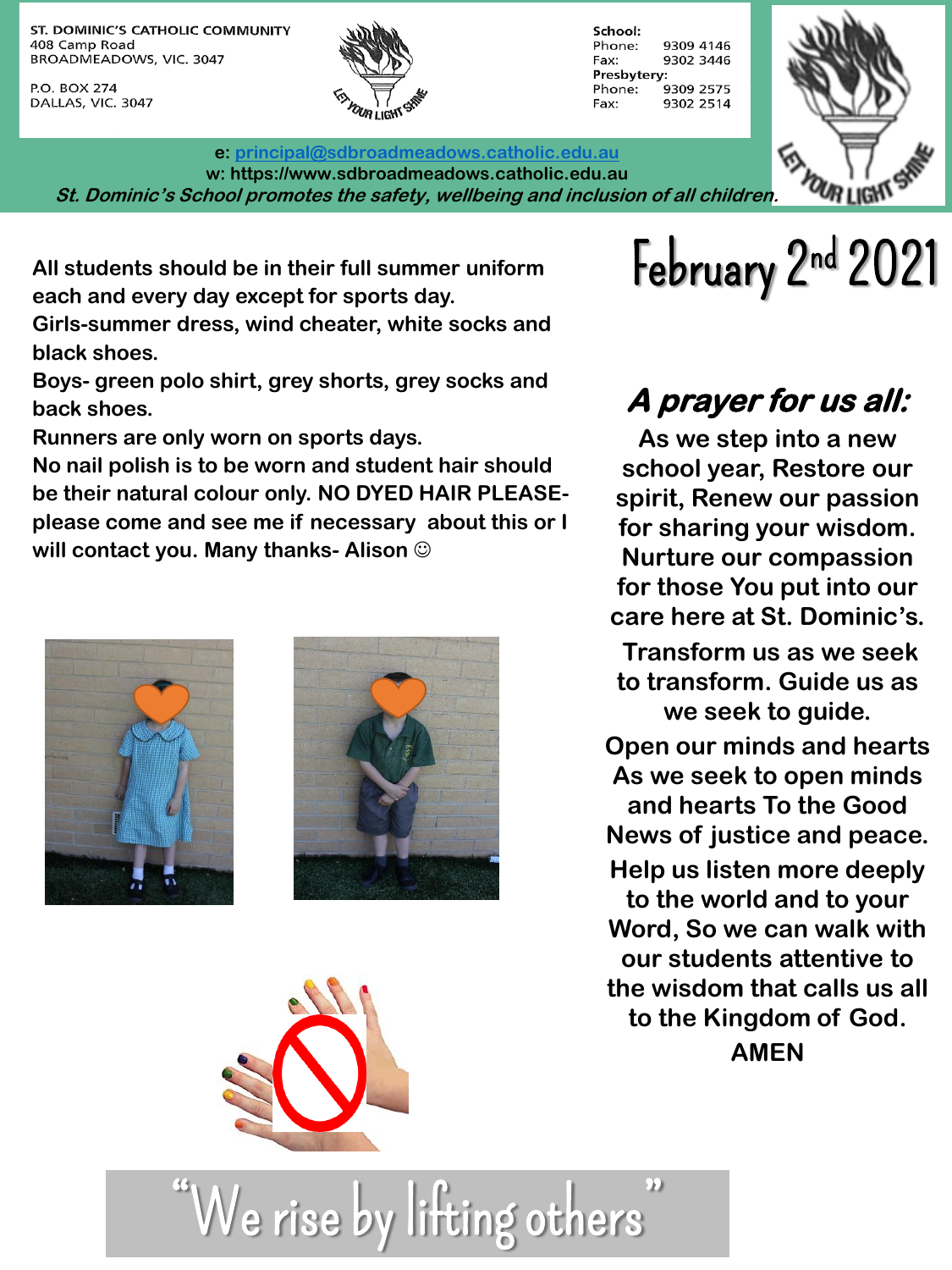ST. DOMINIC'S CATHOLIC COMMUNITY
408 Camp Road
BROADMEADOWS, VIC. 3047

P.O. BOX 274
DALLAS, VIC. 3047

LET YOUR LIGHT SHINE

**School:**
Phone: 9309 4146
Fax: 9302 3446
**Presbytery:**
Phone: 9309 2575
Fax: 9302 2514

e: principal@sdbroadmeadows.catholic.edu.au
w: https://www.sdbroadmeadows.catholic.edu.au

***St. Dominic's School promotes the safety, wellbeing and inclusion of all children.***

# February 2nd 2021

**All students should be in their full summer uniform each and every day except for sports day.**
**Girls-summer dress, wind cheater, white socks and black shoes.**
**Boys- green polo shirt, grey shorts, grey socks and back shoes.**
**Runners are only worn on sports days.**
**No nail polish is to be worn and student hair should be their natural colour only. NO DYED HAIR PLEASE- please come and see me if necessary about this or I will contact you. Many thanks- Alison ☺**

## *A prayer for us all:*

**As we step into a new school year, Restore our spirit, Renew our passion for sharing your wisdom. Nurture our compassion for those You put into our care here at St. Dominic's.**

**Transform us as we seek to transform. Guide us as we seek to guide.**

**Open our minds and hearts As we seek to open minds and hearts To the Good News of justice and peace.**

**Help us listen more deeply to the world and to your Word, So we can walk with our students attentive to the wisdom that calls us all to the Kingdom of God.**

**AMEN**

"We rise by lifting others"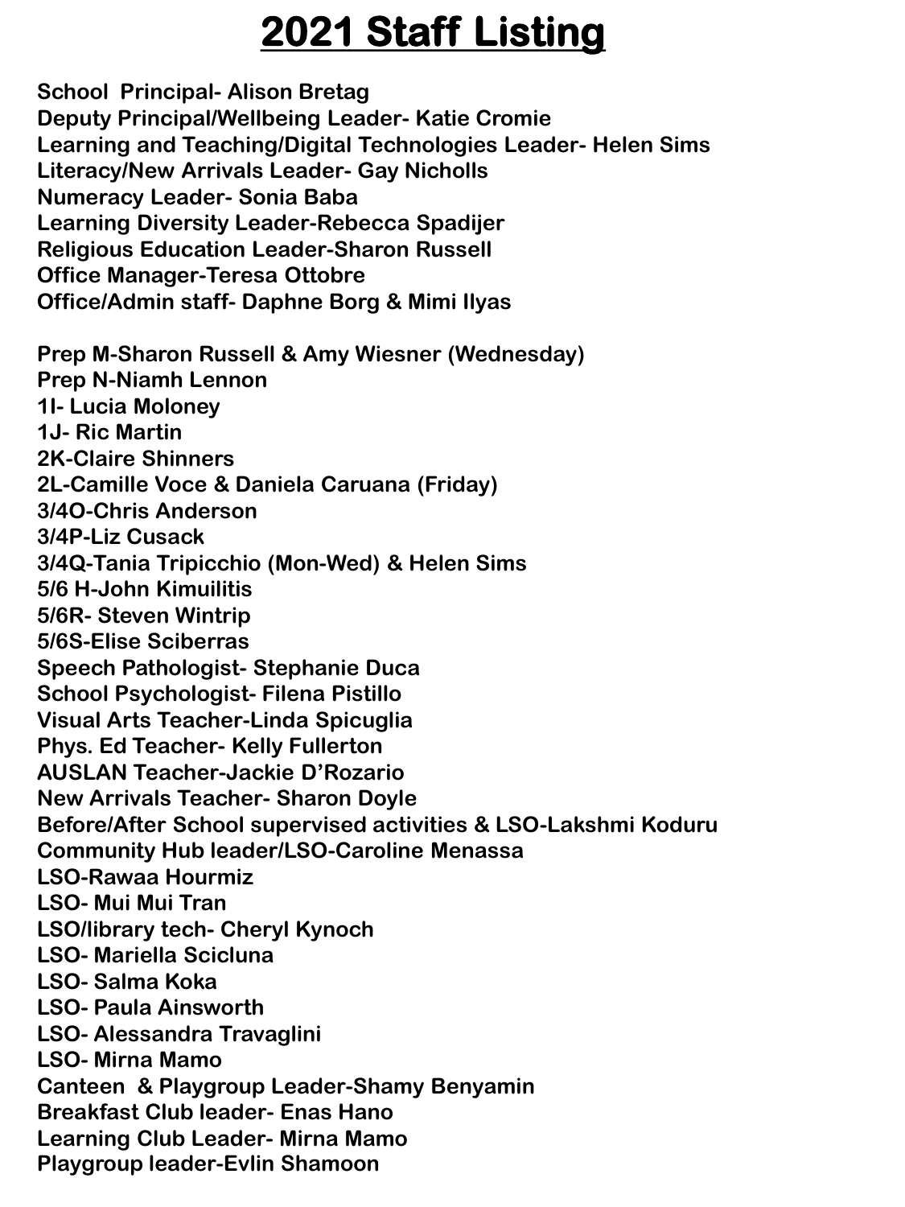# 2021 Staff Listing

**School Principal- Alison Bretag**
**Deputy Principal/Wellbeing Leader- Katie Cromie**
**Learning and Teaching/Digital Technologies Leader- Helen Sims**
**Literacy/New Arrivals Leader- Gay Nicholls**
**Numeracy Leader- Sonia Baba**
**Learning Diversity Leader-Rebecca Spadijer**
**Religious Education Leader-Sharon Russell**
**Office Manager-Teresa Ottobre**
**Office/Admin staff- Daphne Borg & Mimi Ilyas**

**Prep M-Sharon Russell & Amy Wiesner (Wednesday)**
**Prep N-Niamh Lennon**
**1I- Lucia Moloney**
**1J- Ric Martin**
**2K-Claire Shinners**
**2L-Camille Voce & Daniela Caruana (Friday)**
**3/4O-Chris Anderson**
**3/4P-Liz Cusack**
**3/4Q-Tania Tripicchio (Mon-Wed) & Helen Sims**
**5/6 H-John Kimuilitis**
**5/6R- Steven Wintrip**
**5/6S-Elise Sciberras**
**Speech Pathologist- Stephanie Duca**
**School Psychologist- Filena Pistillo**
**Visual Arts Teacher-Linda Spicuglia**
**Phys. Ed Teacher- Kelly Fullerton**
**AUSLAN Teacher-Jackie D'Rozario**
**New Arrivals Teacher- Sharon Doyle**
**Before/After School supervised activities & LSO-Lakshmi Koduru**
**Community Hub leader/LSO-Caroline Menassa**
**LSO-Rawaa Hourmiz**
**LSO- Mui Mui Tran**
**LSO/library tech- Cheryl Kynoch**
**LSO- Mariella Scicluna**
**LSO- Salma Koka**
**LSO- Paula Ainsworth**
**LSO- Alessandra Travaglini**
**LSO- Mirna Mamo**
**Canteen & Playgroup Leader-Shamy Benyamin**
**Breakfast Club leader- Enas Hano**
**Learning Club Leader- Mirna Mamo**
**Playgroup leader-Evlin Shamoon**